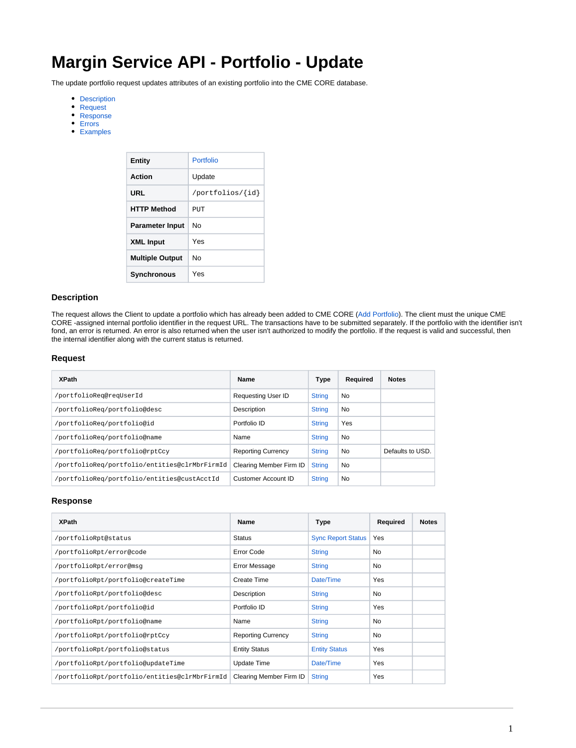# Margin Service API - Portfolio - Update

The update portfolio request updates attributes of an existing portfolio into the CME CORE database.

- Description
- Request
- Response
- Errors
- Examples

| | |
|---|---|
| **Entity** | Portfolio |
| **Action** | Update |
| **URL** | `/portfolios/{id}` |
| **HTTP Method** | PUT |
| **Parameter Input** | No |
| **XML Input** | Yes |
| **Multiple Output** | No |
| **Synchronous** | Yes |

### Description

The request allows the Client to update a portfolio which has already been added to CME CORE (Add Portfolio). The client must the unique CME CORE -assigned internal portfolio identifier in the request URL. The transactions have to be submitted separately. If the portfolio with the identifier isn't fond, an error is returned. An error is also returned when the user isn't authorized to modify the portfolio. If the request is valid and successful, then the internal identifier along with the current status is returned.

### Request

| XPath | Name | Type | Required | Notes |
|---|---|---|---|---|
| `/portfolioReq@reqUserId` | Requesting User ID | String | No | |
| `/portfolioReq/portfolio@desc` | Description | String | No | |
| `/portfolioReq/portfolio@id` | Portfolio ID | String | Yes | |
| `/portfolioReq/portfolio@name` | Name | String | No | |
| `/portfolioReq/portfolio@rptCcy` | Reporting Currency | String | No | Defaults to USD. |
| `/portfolioReq/portfolio/entities@clrMbrFirmId` | Clearing Member Firm ID | String | No | |
| `/portfolioReq/portfolio/entities@custAcctId` | Customer Account ID | String | No | |

### Response

| XPath | Name | Type | Required | Notes |
|---|---|---|---|---|
| `/portfolioRpt@status` | Status | Sync Report Status | Yes | |
| `/portfolioRpt/error@code` | Error Code | String | No | |
| `/portfolioRpt/error@msg` | Error Message | String | No | |
| `/portfolioRpt/portfolio@createTime` | Create Time | Date/Time | Yes | |
| `/portfolioRpt/portfolio@desc` | Description | String | No | |
| `/portfolioRpt/portfolio@id` | Portfolio ID | String | Yes | |
| `/portfolioRpt/portfolio@name` | Name | String | No | |
| `/portfolioRpt/portfolio@rptCcy` | Reporting Currency | String | No | |
| `/portfolioRpt/portfolio@status` | Entity Status | Entity Status | Yes | |
| `/portfolioRpt/portfolio@updateTime` | Update Time | Date/Time | Yes | |
| `/portfolioRpt/portfolio/entities@clrMbrFirmId` | Clearing Member Firm ID | String | Yes | |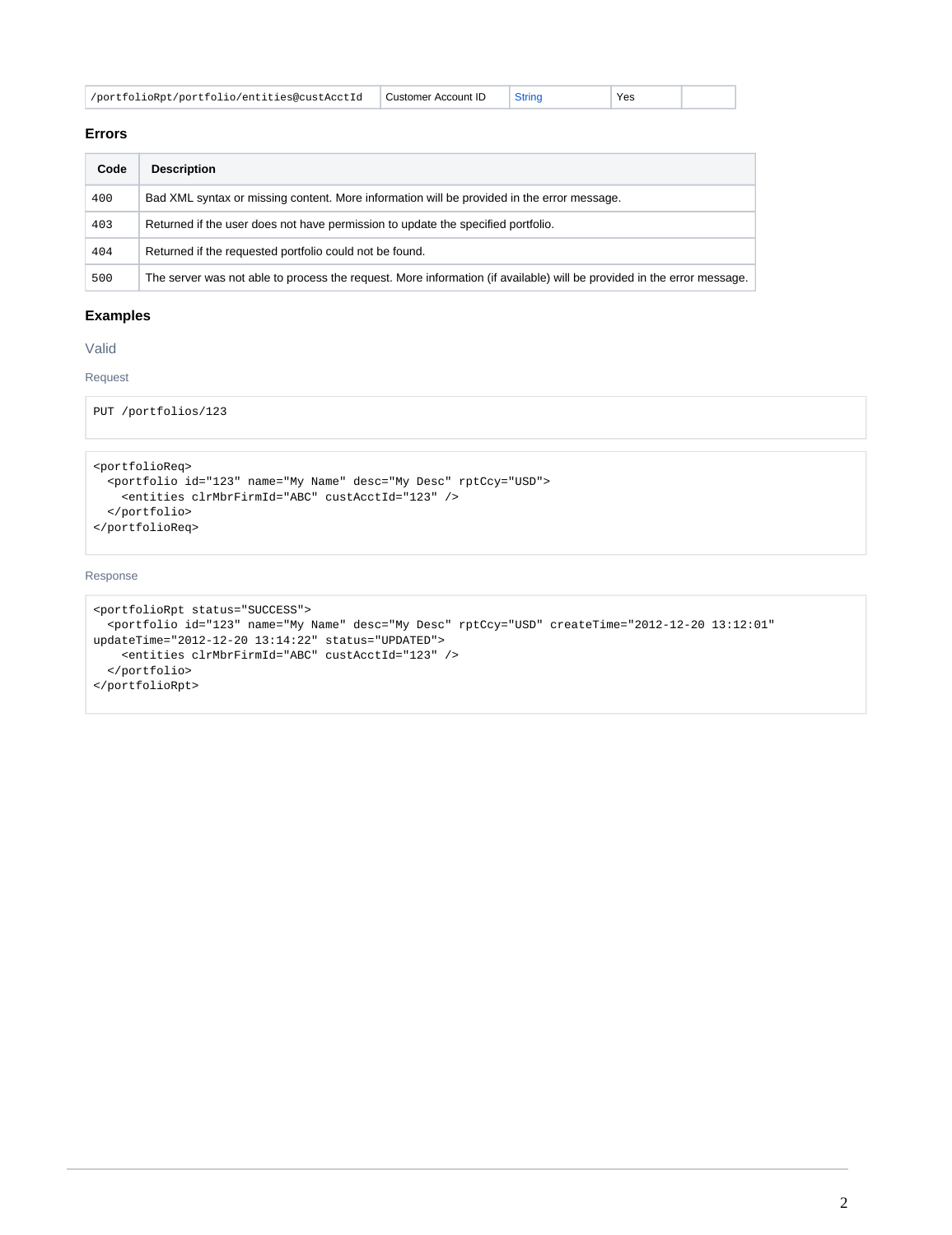| | | | | |
|---|---|---|---|---|
| /portfolioRpt/portfolio/entities@custAcctId | Customer Account ID | String | Yes | |

### Errors

| Code | Description |
|---|---|
| 400 | Bad XML syntax or missing content. More information will be provided in the error message. |
| 403 | Returned if the user does not have permission to update the specified portfolio. |
| 404 | Returned if the requested portfolio could not be found. |
| 500 | The server was not able to process the request. More information (if available) will be provided in the error message. |

### Examples

#### Valid

##### Request

```
PUT /portfolios/123
```

```
<portfolioReq>
  <portfolio id="123" name="My Name" desc="My Desc" rptCcy="USD">
    <entities clrMbrFirmId="ABC" custAcctId="123" />
  </portfolio>
</portfolioReq>
```

##### Response

```
<portfolioRpt status="SUCCESS">
  <portfolio id="123" name="My Name" desc="My Desc" rptCcy="USD" createTime="2012-12-20 13:12:01"
updateTime="2012-12-20 13:14:22" status="UPDATED">
    <entities clrMbrFirmId="ABC" custAcctId="123" />
  </portfolio>
</portfolioRpt>
```